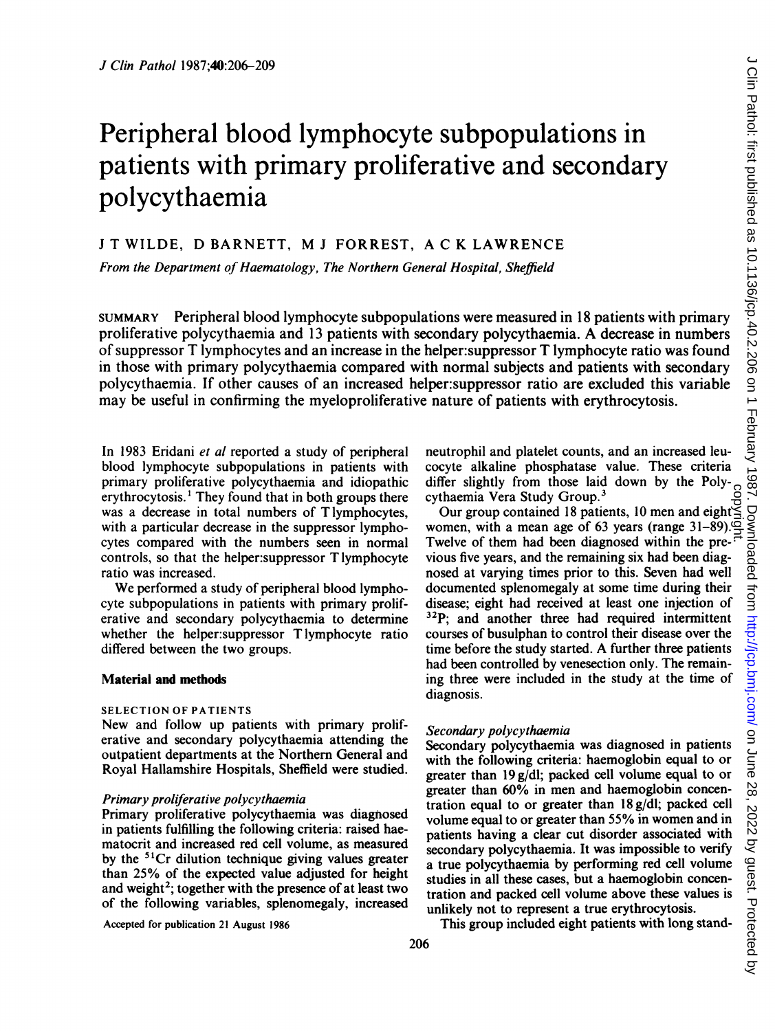# Peripheral blood lymphocyte subpopulations in patients with primary proliferative and secondary polycythaemia

J T WILDE, D BARNETT, M J FORREST, A C K LAWRENCE

*From the Department of Haematology, The Northern General Hospital, Sheffield*

SUMMARY Peripheral blood lymphocyte subpopulations were measured in 18 patients with primary proliferative polycythaemia and 13 patients with secondary polycythaemia. A decrease in numbers of suppressor T lymphocytes and an increase in the helper:suppressor T lymphocyte ratio was found in those with primary polycythaemia compared with normal subjects and patients with secondary polycythaemia. If other causes of an increased helper:suppressor ratio are excluded this variable may be useful in confirming the myeloproliferative nature of patients with erythrocytosis.

In 1983 Eridani *et al* reported a study of peripheral blood lymphocyte subpopulations in patients with primary proliferative polycythaemia and idiopathic erythrocytosis.[1] They found that in both groups there was a decrease in total numbers of T lymphocytes, with a particular decrease in the suppressor lymphocytes compared with the numbers seen in normal controls, so that the helper:suppressor T lymphocyte ratio was increased.

We performed a study of peripheral blood lymphocyte subpopulations in patients with primary proliferative and secondary polycythaemia to determine whether the helper:suppressor T lymphocyte ratio differed between the two groups.

## Material and methods

### SELECTION OF PATIENTS

New and follow up patients with primary proliferative and secondary polycythaemia attending the outpatient departments at the Northern General and Royal Hallamshire Hospitals, Sheffield were studied.

#### *Primary proliferative polycythaemia*

Primary proliferative polycythaemia was diagnosed in patients fulfilling the following criteria: raised haematocrit and increased red cell volume, as measured by the $^{51}Cr$ dilution technique giving values greater than 25% of the expected value adjusted for height and weight[2]; together with the presence of at least two of the following variables, splenomegaly, increased neutrophil and platelet counts, and an increased leucocyte alkaline phosphatase value. These criteria differ slightly from those laid down by the Polycythaemia Vera Study Group.[3]

Our group contained 18 patients, 10 men and eight women, with a mean age of 63 years (range 31–89). Twelve of them had been diagnosed within the previous five years, and the remaining six had been diagnosed at varying times prior to this. Seven had well documented splenomegaly at some time during their disease; eight had received at least one injection of $^{32}P$; and another three had required intermittent courses of busulphan to control their disease over the time before the study started. A further three patients had been controlled by venesection only. The remaining three were included in the study at the time of diagnosis.

#### *Secondary polycythaemia*

Secondary polycythaemia was diagnosed in patients with the following criteria: haemoglobin equal to or greater than 19 g/dl; packed cell volume equal to or greater than 60% in men and haemoglobin concentration equal to or greater than 18 g/dl; packed cell volume equal to or greater than 55% in women and in patients having a clear cut disorder associated with secondary polycythaemia. It was impossible to verify a true polycythaemia by performing red cell volume studies in all these cases, but a haemoglobin concentration and packed cell volume above these values is unlikely not to represent a true erythrocytosis.

This group included eight patients with long stand-

Accepted for publication 21 August 1986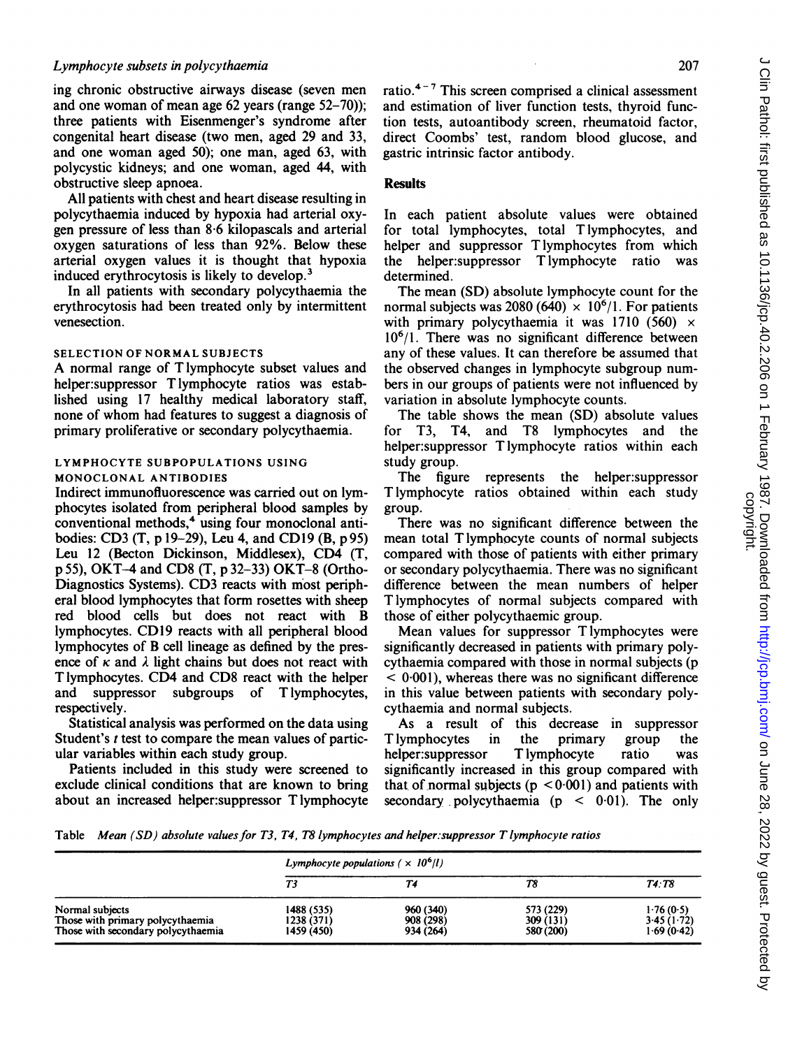ing chronic obstructive airways disease (seven men and one woman of mean age 62 years (range 52–70)); three patients with Eisenmenger's syndrome after congenital heart disease (two men, aged 29 and 33, and one woman aged 50); one man, aged 63, with polycystic kidneys; and one woman, aged 44, with obstructive sleep apnoea.

All patients with chest and heart disease resulting in polycythaemia induced by hypoxia had arterial oxygen pressure of less than 8·6 kilopascals and arterial oxygen saturations of less than 92%. Below these arterial oxygen values it is thought that hypoxia induced erythrocytosis is likely to develop.[3]

In all patients with secondary polycythaemia the erythrocytosis had been treated only by intermittent venesection.

#### SELECTION OF NORMAL SUBJECTS

A normal range of T lymphocyte subset values and helper:suppressor T lymphocyte ratios was established using 17 healthy medical laboratory staff, none of whom had features to suggest a diagnosis of primary proliferative or secondary polycythaemia.

#### LYMPHOCYTE SUBPOPULATIONS USING MONOCLONAL ANTIBODIES

Indirect immunofluorescence was carried out on lymphocytes isolated from peripheral blood samples by conventional methods,[4] using four monoclonal antibodies: CD3 (T, p 19–29), Leu 4, and CD19 (B, p 95) Leu 12 (Becton Dickinson, Middlesex), CD4 (T, p 55), OKT–4 and CD8 (T, p 32–33) OKT–8 (Ortho-Diagnostics Systems). CD3 reacts with most peripheral blood lymphocytes that form rosettes with sheep red blood cells but does not react with B lymphocytes. CD19 reacts with all peripheral blood lymphocytes of B cell lineage as defined by the presence of $\kappa$ and $\lambda$ light chains but does not react with T lymphocytes. CD4 and CD8 react with the helper and suppressor subgroups of T lymphocytes, respectively.

Statistical analysis was performed on the data using Student's *t* test to compare the mean values of particular variables within each study group.

Patients included in this study were screened to exclude clinical conditions that are known to bring about an increased helper:suppressor T lymphocyte ratio.[4–7] This screen comprised a clinical assessment and estimation of liver function tests, thyroid function tests, autoantibody screen, rheumatoid factor, direct Coombs' test, random blood glucose, and gastric intrinsic factor antibody.

## Results

In each patient absolute values were obtained for total lymphocytes, total T lymphocytes, and helper and suppressor T lymphocytes from which the helper:suppressor T lymphocyte ratio was determined.

The mean (SD) absolute lymphocyte count for the normal subjects was 2080 (640) $\times 10^6$/l. For patients with primary polycythaemia it was 1710 (560) $\times 10^6$/l. There was no significant difference between any of these values. It can therefore be assumed that the observed changes in lymphocyte subgroup numbers in our groups of patients were not influenced by variation in absolute lymphocyte counts.

The table shows the mean (SD) absolute values for T3, T4, and T8 lymphocytes and the helper:suppressor T lymphocyte ratios within each study group.

The figure represents the helper:suppressor T lymphocyte ratios obtained within each study group.

There was no significant difference between the mean total T lymphocyte counts of normal subjects compared with those of patients with either primary or secondary polycythaemia. There was no significant difference between the mean numbers of helper T lymphocytes of normal subjects compared with those of either polycythaemic group.

Mean values for suppressor T lymphocytes were significantly decreased in patients with primary polycythaemia compared with those in normal subjects ($p < 0·001$), whereas there was no significant difference in this value between patients with secondary polycythaemia and normal subjects.

As a result of this decrease in suppressor T lymphocytes in the primary group the helper:suppressor T lymphocyte ratio was significantly increased in this group compared with that of normal subjects ($p < 0·001$) and patients with secondary polycythaemia ($p < 0·01$). The only

Table *Mean (SD) absolute values for T3, T4, T8 lymphocytes and helper:suppressor T lymphocyte ratios*

| | Lymphocyte populations ($\times 10^6$/l) | | | |
|---|---|---|---|---|
| | *T3* | *T4* | *T8* | *T4:T8* |
| Normal subjects | 1488 (535) | 960 (340) | 573 (229) | 1·76 (0·5) |
| Those with primary polycythaemia | 1238 (371) | 908 (298) | 309 (131) | 3·45 (1·72) |
| Those with secondary polycythaemia | 1459 (450) | 934 (264) | 580 (200) | 1·69 (0·42) |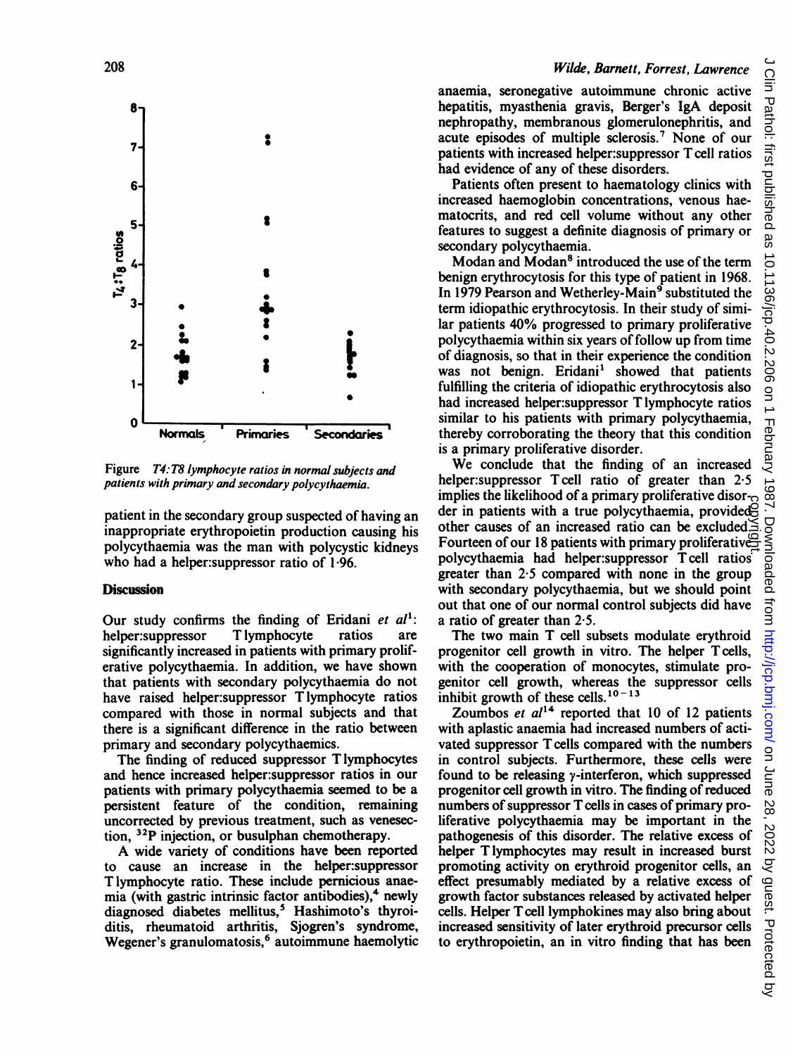Figure $T_4$:$T_8$ lymphocyte ratios in normal subjects and patients with primary and secondary polycythaemia.

patient in the secondary group suspected of having an inappropriate erythropoietin production causing his polycythaemia was the man with polycystic kidneys who had a helper:suppressor ratio of 1·96.

## Discussion

Our study confirms the finding of Eridani *et al*[1]: helper:suppressor T lymphocyte ratios are significantly increased in patients with primary proliferative polycythaemia. In addition, we have shown that patients with secondary polycythaemia do not have raised helper:suppressor T lymphocyte ratios compared with those in normal subjects and that there is a significant difference in the ratio between primary and secondary polycythaemics.

The finding of reduced suppressor T lymphocytes and hence increased helper:suppressor ratios in our patients with primary polycythaemia seemed to be a persistent feature of the condition, remaining uncorrected by previous treatment, such as venesection, $^{32}$P injection, or busulphan chemotherapy.

A wide variety of conditions have been reported to cause an increase in the helper:suppressor T lymphocyte ratio. These include pernicious anaemia (with gastric intrinsic factor antibodies),[4] newly diagnosed diabetes mellitus,[5] Hashimoto's thyroiditis, rheumatoid arthritis, Sjogren's syndrome, Wegener's granulomatosis,[6] autoimmune haemolytic anaemia, seronegative autoimmune chronic active hepatitis, myasthenia gravis, Berger's IgA deposit nephropathy, membranous glomerulonephritis, and acute episodes of multiple sclerosis.[7] None of our patients with increased helper:suppressor T cell ratios had evidence of any of these disorders.

Patients often present to haematology clinics with increased haemoglobin concentrations, venous haematocrits, and red cell volume without any other features to suggest a definite diagnosis of primary or secondary polycythaemia.

Modan and Modan[8] introduced the use of the term benign erythrocytosis for this type of patient in 1968. In 1979 Pearson and Wetherley-Main[9] substituted the term idiopathic erythrocytosis. In their study of similar patients 40% progressed to primary proliferative polycythaemia within six years of follow up from time of diagnosis, so that in their experience the condition was not benign. Eridani[1] showed that patients fulfilling the criteria of idiopathic erythrocytosis also had increased helper:suppressor T lymphocyte ratios similar to his patients with primary polycythaemia, thereby corroborating the theory that this condition is a primary proliferative disorder.

We conclude that the finding of an increased helper:suppressor T cell ratio of greater than 2·5 implies the likelihood of a primary proliferative disorder in patients with a true polycythaemia, provided other causes of an increased ratio can be excluded. Fourteen of our 18 patients with primary proliferative polycythaemia had helper:suppressor T cell ratios greater than 2·5 compared with none in the group with secondary polycythaemia, but we should point out that one of our normal control subjects did have a ratio of greater than 2·5.

The two main T cell subsets modulate erythroid progenitor cell growth in vitro. The helper T cells, with the cooperation of monocytes, stimulate progenitor cell growth, whereas the suppressor cells inhibit growth of these cells.[10-13]

Zoumbos *et al*[14] reported that 10 of 12 patients with aplastic anaemia had increased numbers of activated suppressor T cells compared with the numbers in control subjects. Furthermore, these cells were found to be releasing γ-interferon, which suppressed progenitor cell growth in vitro. The finding of reduced numbers of suppressor T cells in cases of primary proliferative polycythaemia may be important in the pathogenesis of this disorder. The relative excess of helper T lymphocytes may result in increased burst promoting activity on erythroid progenitor cells, an effect presumably mediated by a relative excess of growth factor substances released by activated helper cells. Helper T cell lymphokines may also bring about increased sensitivity of later erythroid precursor cells to erythropoietin, an in vitro finding that has been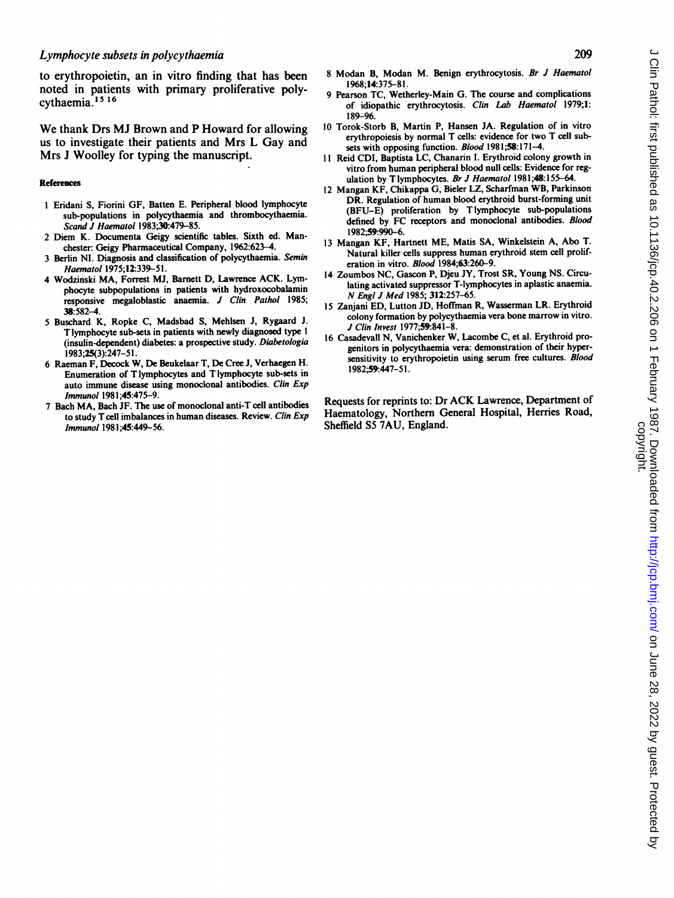to erythropoietin, an in vitro finding that has been noted in patients with primary proliferative polycythaemia.[15 16]

We thank Drs MJ Brown and P Howard for allowing us to investigate their patients and Mrs L Gay and Mrs J Woolley for typing the manuscript.

## References

1 Eridani S, Fiorini GF, Batten E. Peripheral blood lymphocyte sub-populations in polycythaemia and thrombocythaemia. *Scand J Haematol* 1983;**30**:479–85.

2 Diem K. Documenta Geigy scientific tables. Sixth ed. Manchester: Geigy Pharmaceutical Company, 1962:623–4.

3 Berlin NI. Diagnosis and classification of polycythaemia. *Semin Haematol* 1975;**12**:339–51.

4 Wodzinski MA, Forrest MJ, Barnett D, Lawrence ACK. Lymphocyte subpopulations in patients with hydroxocobalamin responsive megaloblastic anaemia. *J Clin Pathol* 1985; **38**:582–4.

5 Buschard K, Ropke C, Madsbad S, Mehlsen J, Rygaard J. T lymphocyte sub-sets in patients with newly diagnosed type 1 (insulin-dependent) diabetes: a prospective study. *Diabetologia* 1983;**25**(3):247–51.

6 Raeman F, Decock W, De Beukelaar T, De Cree J, Verhaegen H. Enumeration of T lymphocytes and T lymphocyte sub-sets in auto immune disease using monoclonal antibodies. *Clin Exp Immunol* 1981;**45**:475–9.

7 Bach MA, Bach JF. The use of monoclonal anti-T cell antibodies to study T cell imbalances in human diseases. Review. *Clin Exp Immunol* 1981;**45**:449–56.

8 Modan B, Modan M. Benign erythrocytosis. *Br J Haematol* 1968;**14**:375–81.

9 Pearson TC, Wetherley-Main G. The course and complications of idiopathic erythrocytosis. *Clin Lab Haematol* 1979;**1**: 189–96.

10 Torok-Storb B, Martin P, Hansen JA. Regulation of in vitro erythropoiesis by normal T cells: evidence for two T cell subsets with opposing function. *Blood* 1981;**58**:171–4.

11 Reid CDI, Baptista LC, Chanarin I. Erythroid colony growth in vitro from human peripheral blood null cells: Evidence for regulation by T lymphocytes. *Br J Haematol* 1981;**48**:155–64.

12 Mangan KF, Chikappa G, Bieler LZ, Scharfman WB, Parkinson DR. Regulation of human blood erythroid burst-forming unit (BFU–E) proliferation by T lymphocyte sub-populations defined by FC receptors and monoclonal antibodies. *Blood* 1982;**59**:990–6.

13 Mangan KF, Hartnett ME, Matis SA, Winkelstein A, Abo T. Natural killer cells suppress human erythroid stem cell proliferation in vitro. *Blood* 1984;**63**:260–9.

14 Zoumbos NC, Gascon P, Djeu JY, Trost SR, Young NS. Circulating activated suppressor T-lymphocytes in aplastic anaemia. *N Engl J Med* 1985; **312**:257–65.

15 Zanjani ED, Lutton JD, Hoffman R, Wasserman LR. Erythroid colony formation by polycythaemia vera bone marrow in vitro. *J Clin Invest* 1977;**59**:841–8.

16 Casadevall N, Vanichenker W, Lacombe C, et al. Erythroid progenitors in polycythaemia vera: demonstration of their hypersensitivity to erythropoietin using serum free cultures. *Blood* 1982;**59**:447–51.

Requests for reprints to: Dr ACK Lawrence, Department of Haematology, Northern General Hospital, Herries Road, Sheffield S5 7AU, England.